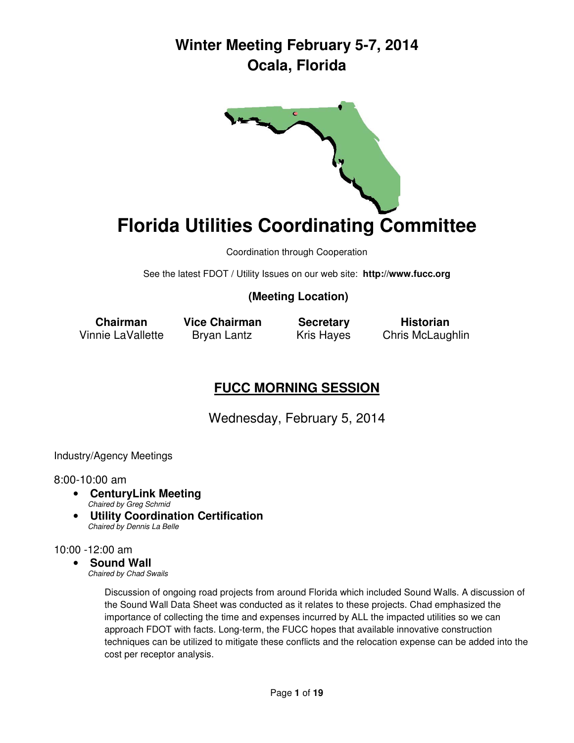# Winter Meeting February 5-7, 2014
# Ocala, Florida

# Florida Utilities Coordinating Committee

Coordination through Cooperation

See the latest FDOT / Utility Issues on our web site: **http://www.fucc.org**

**(Meeting Location)**

| Chairman | Vice Chairman | Secretary | Historian |
| --- | --- | --- | --- |
| Vinnie LaVallette | Bryan Lantz | Kris Hayes | Chris McLaughlin |

## FUCC MORNING SESSION

Wednesday, February 5, 2014

Industry/Agency Meetings

8:00-10:00 am

- **CenturyLink Meeting**
  *Chaired by Greg Schmid*
- **Utility Coordination Certification**
  *Chaired by Dennis La Belle*

10:00 -12:00 am

- **Sound Wall**
  *Chaired by Chad Swails*

  Discussion of ongoing road projects from around Florida which included Sound Walls. A discussion of the Sound Wall Data Sheet was conducted as it relates to these projects. Chad emphasized the importance of collecting the time and expenses incurred by ALL the impacted utilities so we can approach FDOT with facts. Long-term, the FUCC hopes that available innovative construction techniques can be utilized to mitigate these conflicts and the relocation expense can be added into the cost per receptor analysis.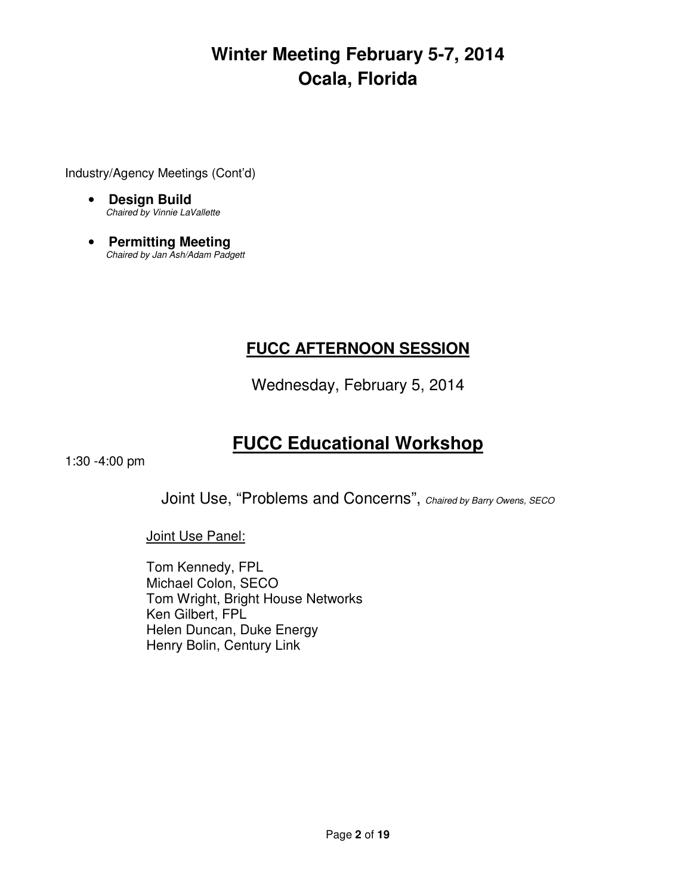# Winter Meeting February 5-7, 2014
# Ocala, Florida

Industry/Agency Meetings (Cont'd)

- **Design Build**
  *Chaired by Vinnie LaVallette*

- **Permitting Meeting**
  *Chaired by Jan Ash/Adam Padgett*

## FUCC AFTERNOON SESSION

Wednesday, February 5, 2014

## FUCC Educational Workshop

1:30 -4:00 pm

Joint Use, "Problems and Concerns", *Chaired by Barry Owens, SECO*

Joint Use Panel:

Tom Kennedy, FPL
Michael Colon, SECO
Tom Wright, Bright House Networks
Ken Gilbert, FPL
Helen Duncan, Duke Energy
Henry Bolin, Century Link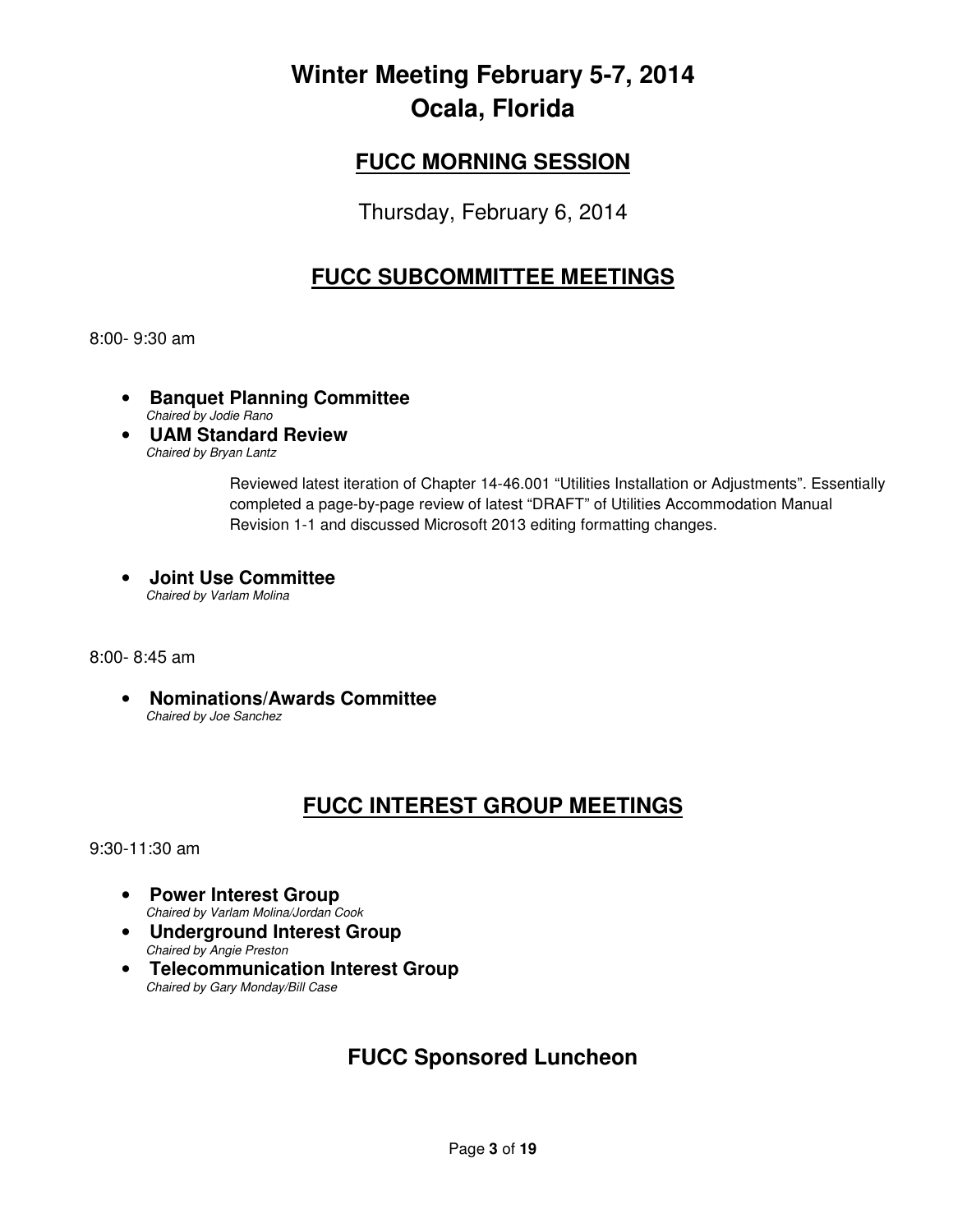# Winter Meeting February 5-7, 2014
# Ocala, Florida

## FUCC MORNING SESSION

Thursday, February 6, 2014

## FUCC SUBCOMMITTEE MEETINGS

8:00- 9:30 am

- **Banquet Planning Committee**
  *Chaired by Jodie Rano*
- **UAM Standard Review**
  *Chaired by Bryan Lantz*

  Reviewed latest iteration of Chapter 14-46.001 "Utilities Installation or Adjustments". Essentially completed a page-by-page review of latest "DRAFT" of Utilities Accommodation Manual Revision 1-1 and discussed Microsoft 2013 editing formatting changes.

- **Joint Use Committee**
  *Chaired by Varlam Molina*

8:00- 8:45 am

- **Nominations/Awards Committee**
  *Chaired by Joe Sanchez*

## FUCC INTEREST GROUP MEETINGS

9:30-11:30 am

- **Power Interest Group**
  *Chaired by Varlam Molina/Jordan Cook*
- **Underground Interest Group**
  *Chaired by Angie Preston*
- **Telecommunication Interest Group**
  *Chaired by Gary Monday/Bill Case*

## FUCC Sponsored Luncheon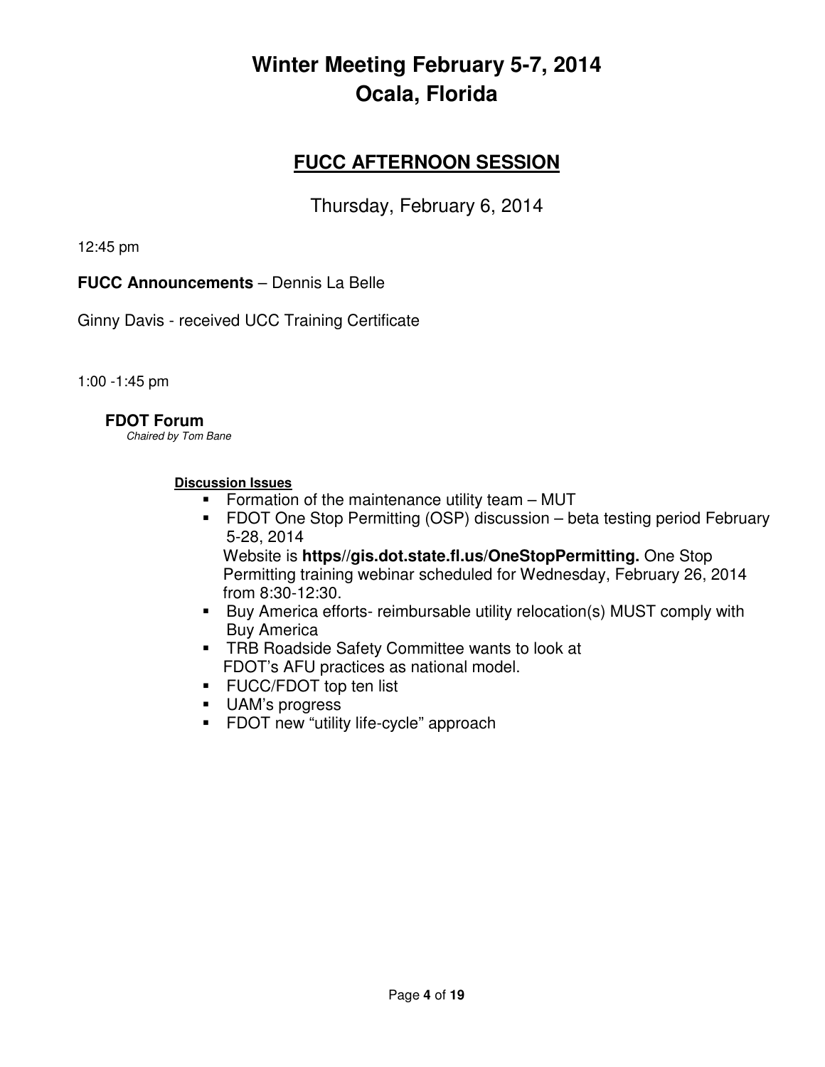# Winter Meeting February 5-7, 2014
# Ocala, Florida

## FUCC AFTERNOON SESSION

Thursday, February 6, 2014

12:45 pm

**FUCC Announcements** – Dennis La Belle

Ginny Davis - received UCC Training Certificate

1:00 -1:45 pm

### FDOT Forum

*Chaired by Tom Bane*

**Discussion Issues**

- Formation of the maintenance utility team – MUT
- FDOT One Stop Permitting (OSP) discussion – beta testing period February 5-28, 2014
  Website is **https//gis.dot.state.fl.us/OneStopPermitting.** One Stop Permitting training webinar scheduled for Wednesday, February 26, 2014 from 8:30-12:30.
- Buy America efforts- reimbursable utility relocation(s) MUST comply with Buy America
- TRB Roadside Safety Committee wants to look at FDOT's AFU practices as national model.
- FUCC/FDOT top ten list
- UAM's progress
- FDOT new "utility life-cycle" approach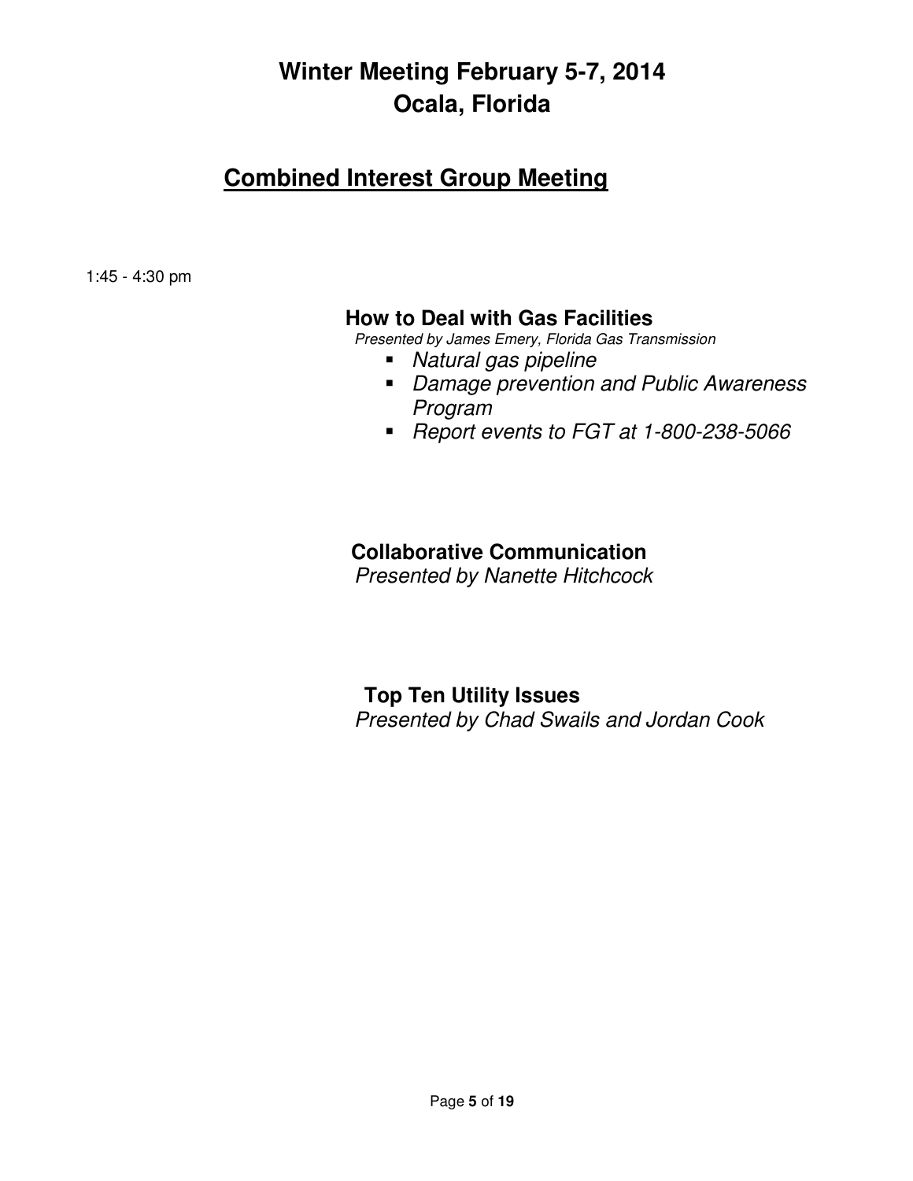# Winter Meeting February 5-7, 2014
# Ocala, Florida

## Combined Interest Group Meeting

1:45 - 4:30 pm

### How to Deal with Gas Facilities

*Presented by James Emery, Florida Gas Transmission*

- *Natural gas pipeline*
- *Damage prevention and Public Awareness Program*
- *Report events to FGT at 1-800-238-5066*

### Collaborative Communication

*Presented by Nanette Hitchcock*

### Top Ten Utility Issues

*Presented by Chad Swails and Jordan Cook*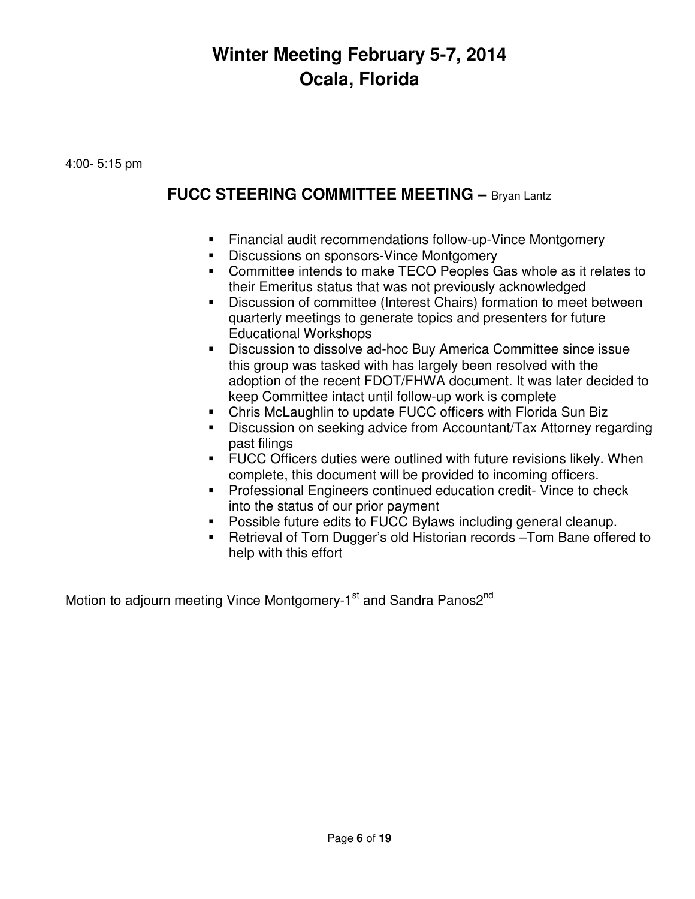# Winter Meeting February 5-7, 2014
# Ocala, Florida

4:00- 5:15 pm

## FUCC STEERING COMMITTEE MEETING – Bryan Lantz

- Financial audit recommendations follow-up-Vince Montgomery
- Discussions on sponsors-Vince Montgomery
- Committee intends to make TECO Peoples Gas whole as it relates to their Emeritus status that was not previously acknowledged
- Discussion of committee (Interest Chairs) formation to meet between quarterly meetings to generate topics and presenters for future Educational Workshops
- Discussion to dissolve ad-hoc Buy America Committee since issue this group was tasked with has largely been resolved with the adoption of the recent FDOT/FHWA document. It was later decided to keep Committee intact until follow-up work is complete
- Chris McLaughlin to update FUCC officers with Florida Sun Biz
- Discussion on seeking advice from Accountant/Tax Attorney regarding past filings
- FUCC Officers duties were outlined with future revisions likely. When complete, this document will be provided to incoming officers.
- Professional Engineers continued education credit- Vince to check into the status of our prior payment
- Possible future edits to FUCC Bylaws including general cleanup.
- Retrieval of Tom Dugger's old Historian records –Tom Bane offered to help with this effort

Motion to adjourn meeting Vince Montgomery-1st and Sandra Panos2nd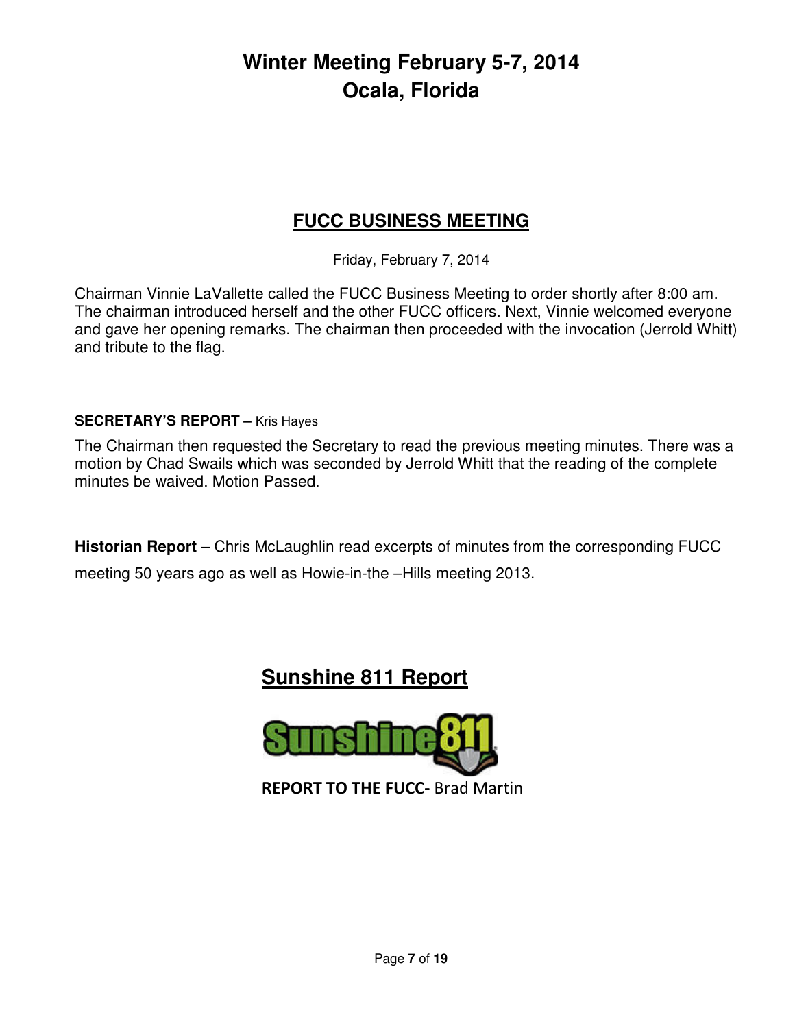# Winter Meeting February 5-7, 2014
# Ocala, Florida

## FUCC BUSINESS MEETING

Friday, February 7, 2014

Chairman Vinnie LaVallette called the FUCC Business Meeting to order shortly after 8:00 am. The chairman introduced herself and the other FUCC officers. Next, Vinnie welcomed everyone and gave her opening remarks. The chairman then proceeded with the invocation (Jerrold Whitt) and tribute to the flag.

**SECRETARY'S REPORT –** Kris Hayes

The Chairman then requested the Secretary to read the previous meeting minutes. There was a motion by Chad Swails which was seconded by Jerrold Whitt that the reading of the complete minutes be waived. Motion Passed.

**Historian Report** – Chris McLaughlin read excerpts of minutes from the corresponding FUCC meeting 50 years ago as well as Howie-in-the –Hills meeting 2013.

## Sunshine 811 Report

Sunshine811

**REPORT TO THE FUCC-** Brad Martin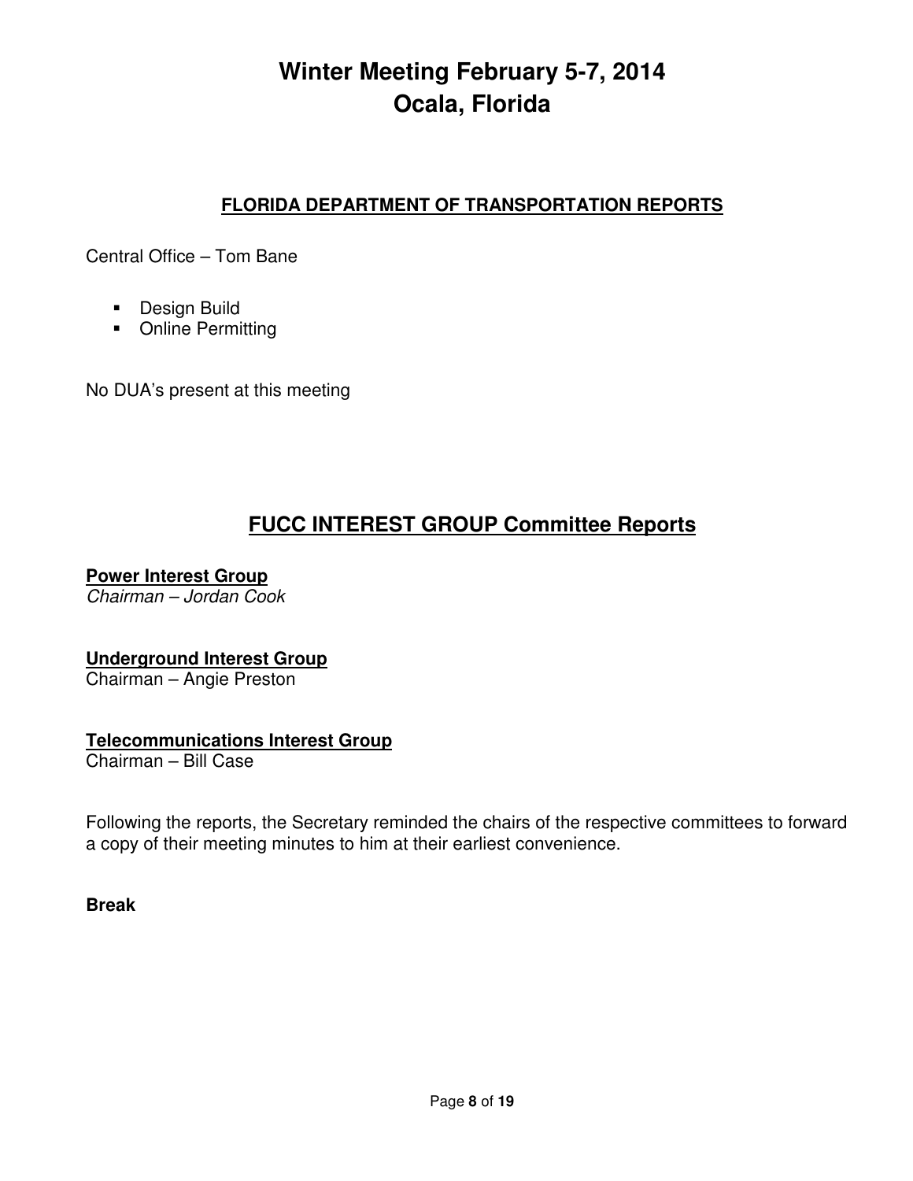# Winter Meeting February 5-7, 2014
# Ocala, Florida

### FLORIDA DEPARTMENT OF TRANSPORTATION REPORTS

Central Office – Tom Bane

- Design Build
- Online Permitting

No DUA's present at this meeting

## FUCC INTEREST GROUP Committee Reports

**Power Interest Group**
*Chairman – Jordan Cook*

**Underground Interest Group**
Chairman – Angie Preston

**Telecommunications Interest Group**
Chairman – Bill Case

Following the reports, the Secretary reminded the chairs of the respective committees to forward a copy of their meeting minutes to him at their earliest convenience.

**Break**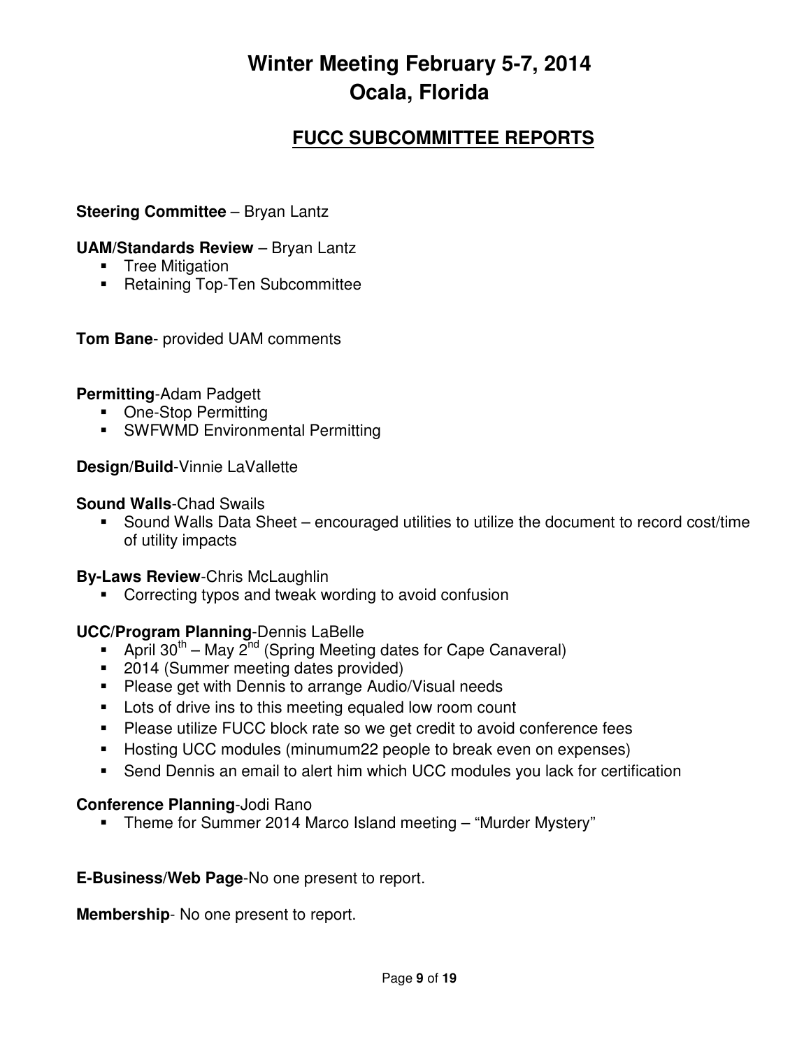# Winter Meeting February 5-7, 2014
# Ocala, Florida

## FUCC SUBCOMMITTEE REPORTS

**Steering Committee** – Bryan Lantz

**UAM/Standards Review** – Bryan Lantz

- Tree Mitigation
- Retaining Top-Ten Subcommittee

**Tom Bane**- provided UAM comments

**Permitting**-Adam Padgett

- One-Stop Permitting
- SWFWMD Environmental Permitting

**Design/Build**-Vinnie LaVallette

**Sound Walls**-Chad Swails

- Sound Walls Data Sheet – encouraged utilities to utilize the document to record cost/time of utility impacts

**By-Laws Review**-Chris McLaughlin

- Correcting typos and tweak wording to avoid confusion

**UCC/Program Planning**-Dennis LaBelle

- April 30th – May 2nd (Spring Meeting dates for Cape Canaveral)
- 2014 (Summer meeting dates provided)
- Please get with Dennis to arrange Audio/Visual needs
- Lots of drive ins to this meeting equaled low room count
- Please utilize FUCC block rate so we get credit to avoid conference fees
- Hosting UCC modules (minumum22 people to break even on expenses)
- Send Dennis an email to alert him which UCC modules you lack for certification

**Conference Planning**-Jodi Rano

- Theme for Summer 2014 Marco Island meeting – "Murder Mystery"

**E-Business/Web Page**-No one present to report.

**Membership**- No one present to report.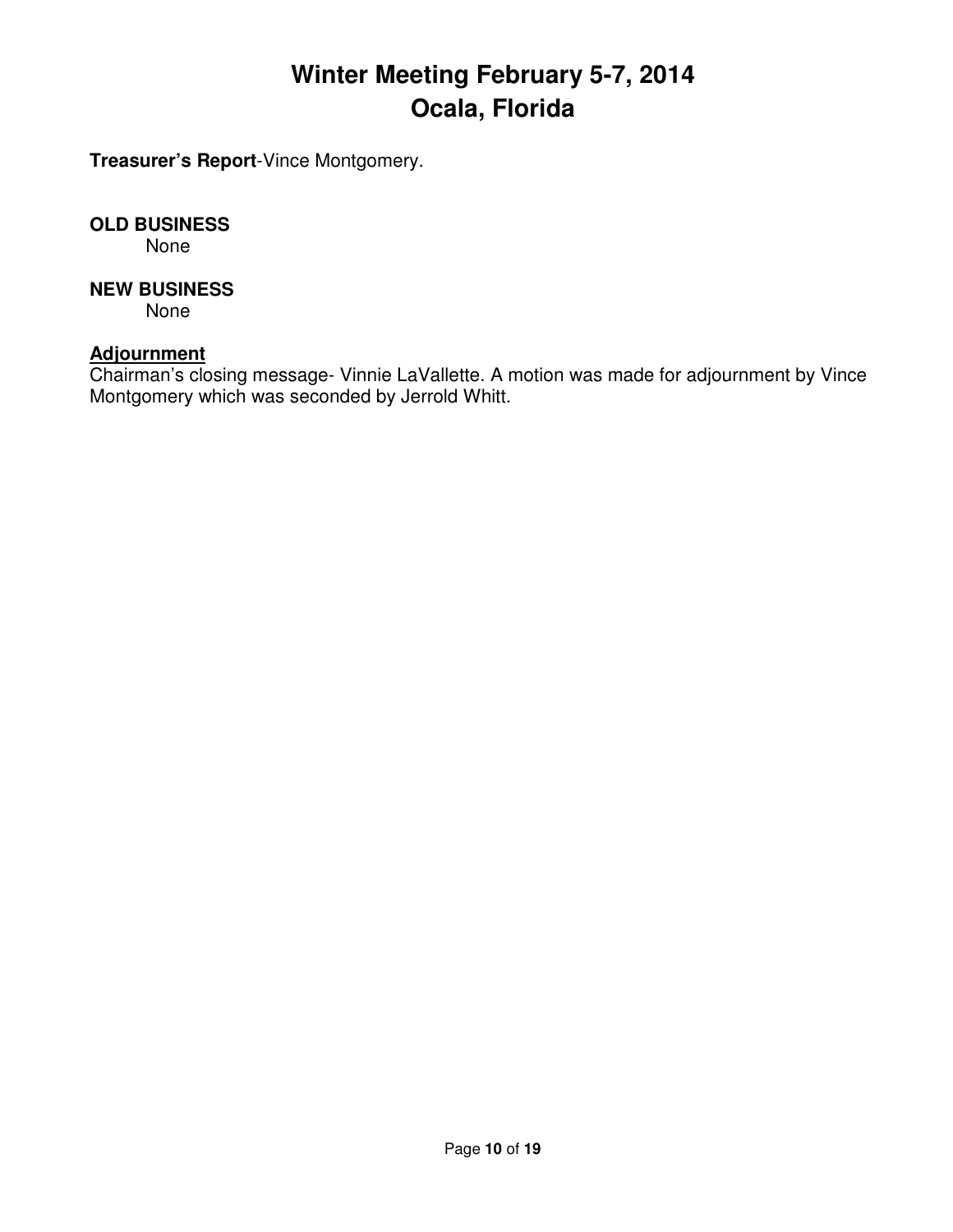# Winter Meeting February 5-7, 2014
# Ocala, Florida

**Treasurer's Report**-Vince Montgomery.

**OLD BUSINESS**

None

**NEW BUSINESS**

None

**Adjournment**

Chairman's closing message- Vinnie LaVallette. A motion was made for adjournment by Vince Montgomery which was seconded by Jerrold Whitt.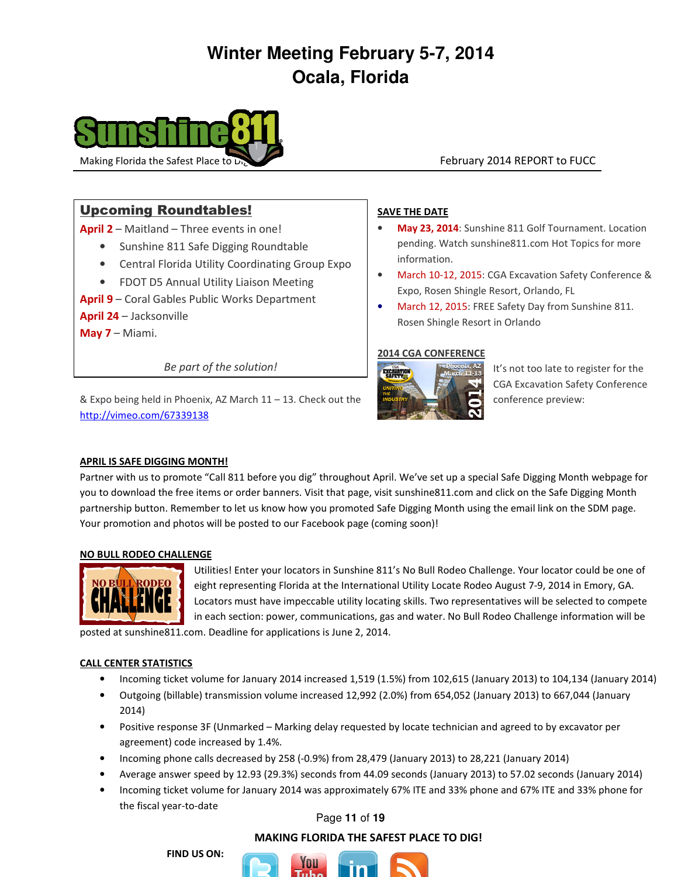# Winter Meeting February 5-7, 2014
# Ocala, Florida

Making Florida the Safest Place to Dig

February 2014 REPORT to FUCC

## Upcoming Roundtables!

**April 2** – Maitland – Three events in one!

- Sunshine 811 Safe Digging Roundtable
- Central Florida Utility Coordinating Group Expo
- FDOT D5 Annual Utility Liaison Meeting

**April 9** – Coral Gables Public Works Department

**April 24** – Jacksonville

**May 7** – Miami.

*Be part of the solution!*

## SAVE THE DATE

- **May 23, 2014**: Sunshine 811 Golf Tournament. Location pending. Watch sunshine811.com Hot Topics for more information.
- March 10-12, 2015: CGA Excavation Safety Conference & Expo, Rosen Shingle Resort, Orlando, FL
- March 12, 2015: FREE Safety Day from Sunshine 811. Rosen Shingle Resort in Orlando

## 2014 CGA CONFERENCE

It's not too late to register for the CGA Excavation Safety Conference & Expo being held in Phoenix, AZ March 11 – 13. Check out the conference preview: http://vimeo.com/67339138

## APRIL IS SAFE DIGGING MONTH!

Partner with us to promote "Call 811 before you dig" throughout April. We've set up a special Safe Digging Month webpage for you to download the free items or order banners. Visit that page, visit sunshine811.com and click on the Safe Digging Month partnership button. Remember to let us know how you promoted Safe Digging Month using the email link on the SDM page. Your promotion and photos will be posted to our Facebook page (coming soon)!

## NO BULL RODEO CHALLENGE

Utilities! Enter your locators in Sunshine 811's No Bull Rodeo Challenge. Your locator could be one of eight representing Florida at the International Utility Locate Rodeo August 7-9, 2014 in Emory, GA. Locators must have impeccable utility locating skills. Two representatives will be selected to compete in each section: power, communications, gas and water. No Bull Rodeo Challenge information will be posted at sunshine811.com. Deadline for applications is June 2, 2014.

## CALL CENTER STATISTICS

- Incoming ticket volume for January 2014 increased 1,519 (1.5%) from 102,615 (January 2013) to 104,134 (January 2014)
- Outgoing (billable) transmission volume increased 12,992 (2.0%) from 654,052 (January 2013) to 667,044 (January 2014)
- Positive response 3F (Unmarked – Marking delay requested by locate technician and agreed to by excavator per agreement) code increased by 1.4%.
- Incoming phone calls decreased by 258 (-0.9%) from 28,479 (January 2013) to 28,221 (January 2014)
- Average answer speed by 12.93 (29.3%) seconds from 44.09 seconds (January 2013) to 57.02 seconds (January 2014)
- Incoming ticket volume for January 2014 was approximately 67% ITE and 33% phone and 67% ITE and 33% phone for the fiscal year-to-date

**MAKING FLORIDA THE SAFEST PLACE TO DIG!**

**FIND US ON:**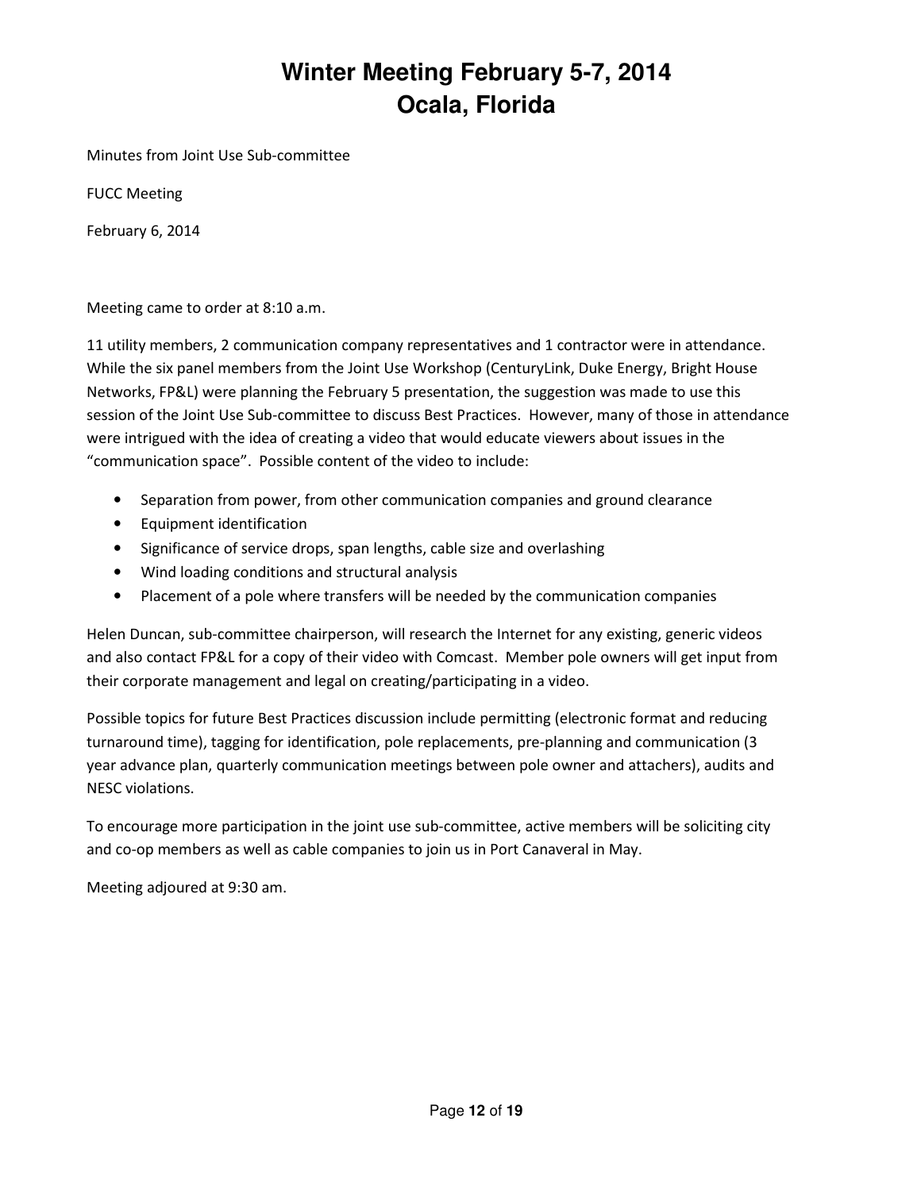# Winter Meeting February 5-7, 2014
# Ocala, Florida

Minutes from Joint Use Sub-committee

FUCC Meeting

February 6, 2014

Meeting came to order at 8:10 a.m.

11 utility members, 2 communication company representatives and 1 contractor were in attendance. While the six panel members from the Joint Use Workshop (CenturyLink, Duke Energy, Bright House Networks, FP&L) were planning the February 5 presentation, the suggestion was made to use this session of the Joint Use Sub-committee to discuss Best Practices. However, many of those in attendance were intrigued with the idea of creating a video that would educate viewers about issues in the "communication space". Possible content of the video to include:

- Separation from power, from other communication companies and ground clearance
- Equipment identification
- Significance of service drops, span lengths, cable size and overlashing
- Wind loading conditions and structural analysis
- Placement of a pole where transfers will be needed by the communication companies

Helen Duncan, sub-committee chairperson, will research the Internet for any existing, generic videos and also contact FP&L for a copy of their video with Comcast. Member pole owners will get input from their corporate management and legal on creating/participating in a video.

Possible topics for future Best Practices discussion include permitting (electronic format and reducing turnaround time), tagging for identification, pole replacements, pre-planning and communication (3 year advance plan, quarterly communication meetings between pole owner and attachers), audits and NESC violations.

To encourage more participation in the joint use sub-committee, active members will be soliciting city and co-op members as well as cable companies to join us in Port Canaveral in May.

Meeting adjoured at 9:30 am.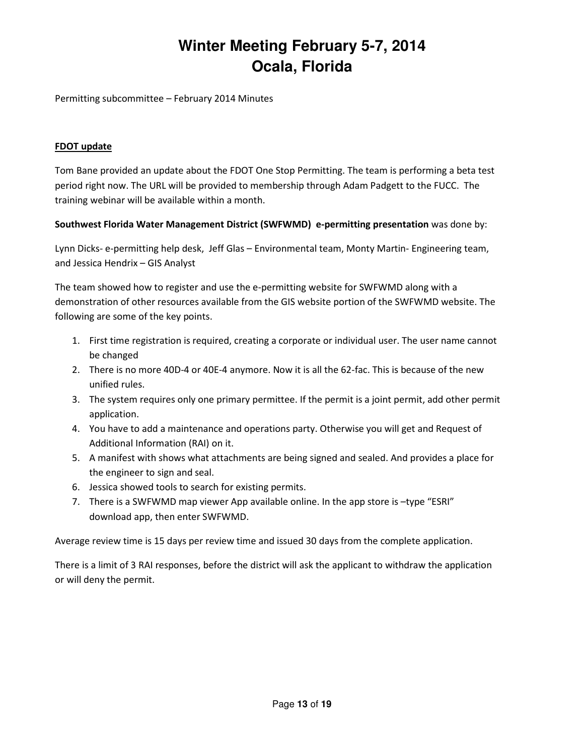# Winter Meeting February 5-7, 2014
# Ocala, Florida

Permitting subcommittee – February 2014 Minutes

**FDOT update**

Tom Bane provided an update about the FDOT One Stop Permitting. The team is performing a beta test period right now. The URL will be provided to membership through Adam Padgett to the FUCC. The training webinar will be available within a month.

**Southwest Florida Water Management District (SWFWMD) e-permitting presentation** was done by:

Lynn Dicks- e-permitting help desk, Jeff Glas – Environmental team, Monty Martin- Engineering team, and Jessica Hendrix – GIS Analyst

The team showed how to register and use the e-permitting website for SWFWMD along with a demonstration of other resources available from the GIS website portion of the SWFWMD website. The following are some of the key points.

1. First time registration is required, creating a corporate or individual user. The user name cannot be changed
2. There is no more 40D-4 or 40E-4 anymore. Now it is all the 62-fac. This is because of the new unified rules.
3. The system requires only one primary permittee. If the permit is a joint permit, add other permit application.
4. You have to add a maintenance and operations party. Otherwise you will get and Request of Additional Information (RAI) on it.
5. A manifest with shows what attachments are being signed and sealed. And provides a place for the engineer to sign and seal.
6. Jessica showed tools to search for existing permits.
7. There is a SWFWMD map viewer App available online. In the app store is –type "ESRI" download app, then enter SWFWMD.

Average review time is 15 days per review time and issued 30 days from the complete application.

There is a limit of 3 RAI responses, before the district will ask the applicant to withdraw the application or will deny the permit.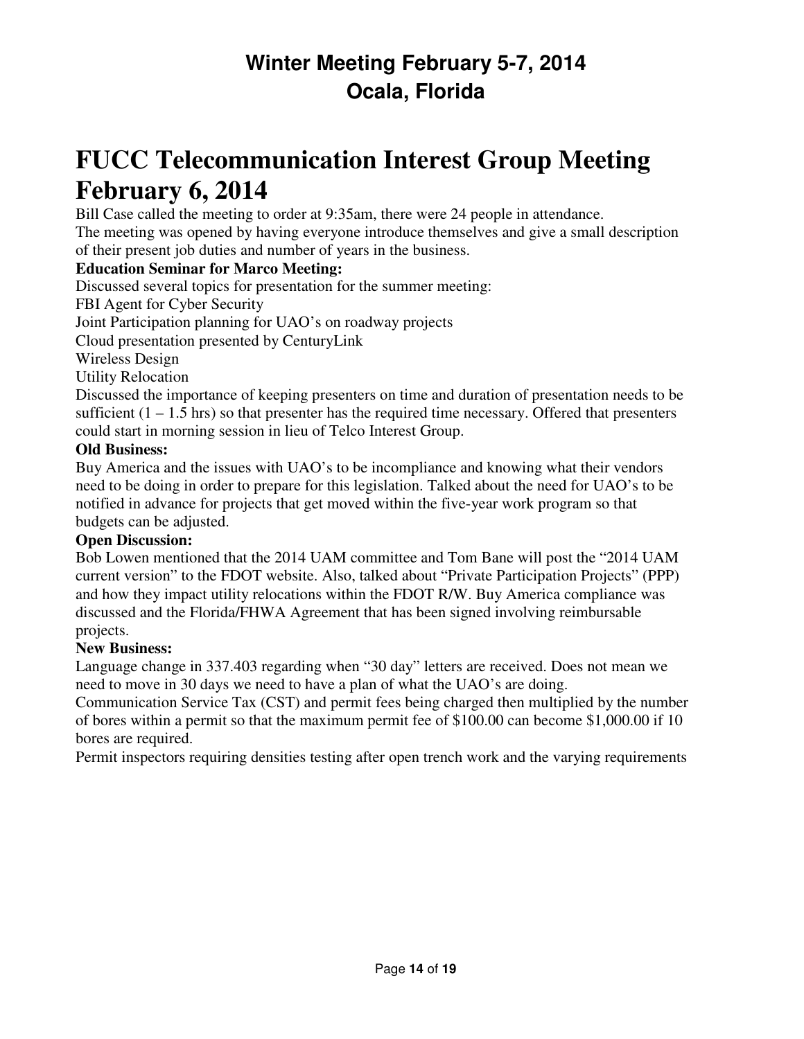## Winter Meeting February 5-7, 2014
## Ocala, Florida

# FUCC Telecommunication Interest Group Meeting February 6, 2014

Bill Case called the meeting to order at 9:35am, there were 24 people in attendance.
The meeting was opened by having everyone introduce themselves and give a small description of their present job duties and number of years in the business.

**Education Seminar for Marco Meeting:**

Discussed several topics for presentation for the summer meeting:

FBI Agent for Cyber Security

Joint Participation planning for UAO's on roadway projects

Cloud presentation presented by CenturyLink

Wireless Design

Utility Relocation

Discussed the importance of keeping presenters on time and duration of presentation needs to be sufficient (1 – 1.5 hrs) so that presenter has the required time necessary. Offered that presenters could start in morning session in lieu of Telco Interest Group.

**Old Business:**

Buy America and the issues with UAO's to be incompliance and knowing what their vendors need to be doing in order to prepare for this legislation. Talked about the need for UAO's to be notified in advance for projects that get moved within the five-year work program so that budgets can be adjusted.

**Open Discussion:**

Bob Lowen mentioned that the 2014 UAM committee and Tom Bane will post the "2014 UAM current version" to the FDOT website. Also, talked about "Private Participation Projects" (PPP) and how they impact utility relocations within the FDOT R/W. Buy America compliance was discussed and the Florida/FHWA Agreement that has been signed involving reimbursable projects.

**New Business:**

Language change in 337.403 regarding when "30 day" letters are received. Does not mean we need to move in 30 days we need to have a plan of what the UAO's are doing.

Communication Service Tax (CST) and permit fees being charged then multiplied by the number of bores within a permit so that the maximum permit fee of $100.00 can become $1,000.00 if 10 bores are required.

Permit inspectors requiring densities testing after open trench work and the varying requirements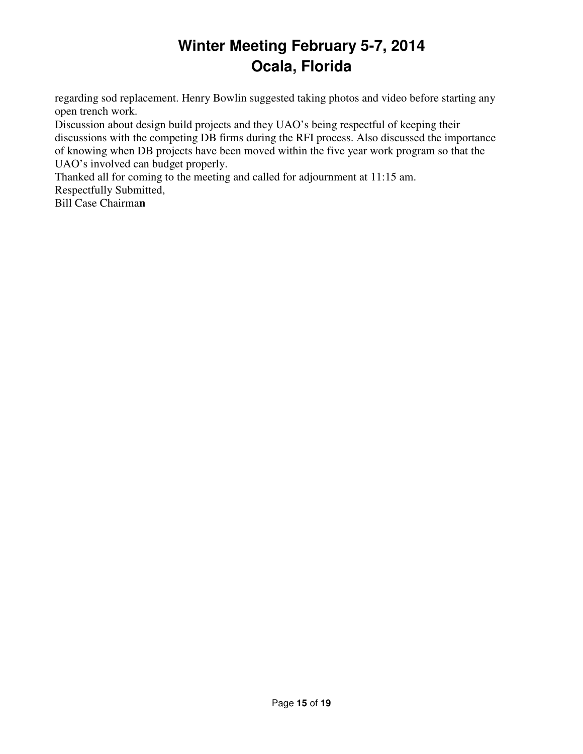regarding sod replacement. Henry Bowlin suggested taking photos and video before starting any open trench work.

Discussion about design build projects and they UAO's being respectful of keeping their discussions with the competing DB firms during the RFI process. Also discussed the importance of knowing when DB projects have been moved within the five year work program so that the UAO's involved can budget properly.

Thanked all for coming to the meeting and called for adjournment at 11:15 am.

Respectfully Submitted,

Bill Case Chairma**n**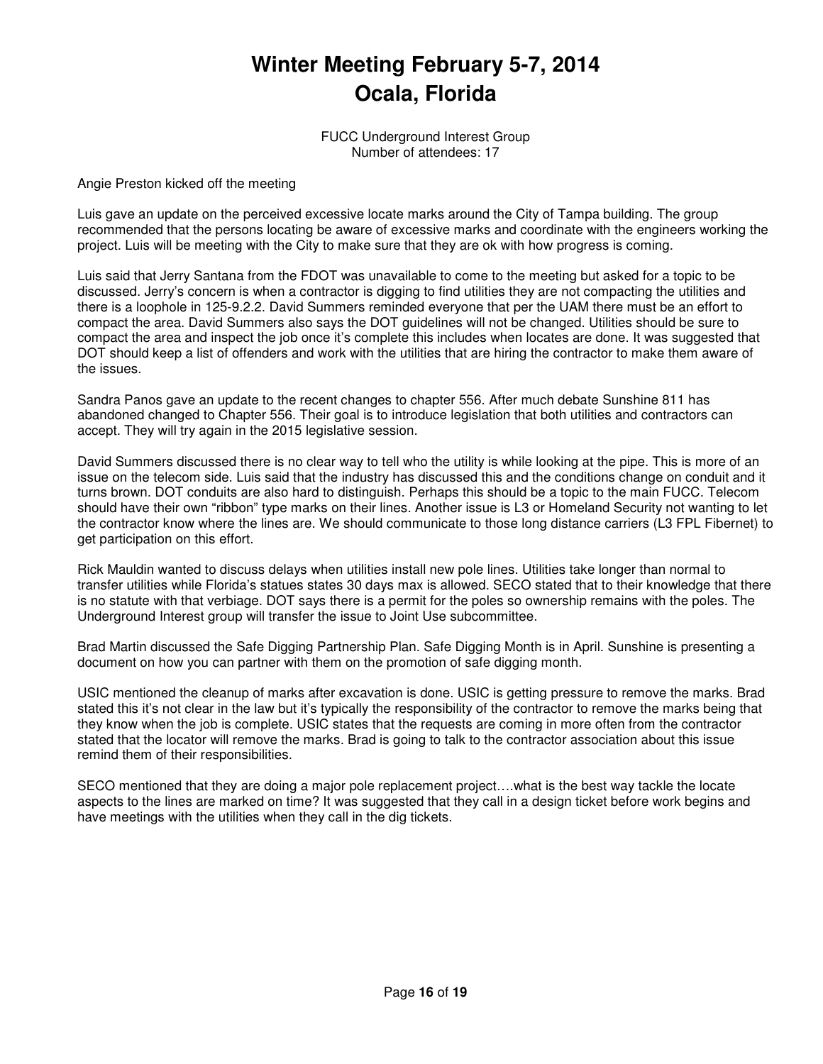# Winter Meeting February 5-7, 2014
# Ocala, Florida

FUCC Underground Interest Group
Number of attendees: 17

Angie Preston kicked off the meeting

Luis gave an update on the perceived excessive locate marks around the City of Tampa building. The group recommended that the persons locating be aware of excessive marks and coordinate with the engineers working the project. Luis will be meeting with the City to make sure that they are ok with how progress is coming.

Luis said that Jerry Santana from the FDOT was unavailable to come to the meeting but asked for a topic to be discussed. Jerry's concern is when a contractor is digging to find utilities they are not compacting the utilities and there is a loophole in 125-9.2.2. David Summers reminded everyone that per the UAM there must be an effort to compact the area. David Summers also says the DOT guidelines will not be changed. Utilities should be sure to compact the area and inspect the job once it's complete this includes when locates are done. It was suggested that DOT should keep a list of offenders and work with the utilities that are hiring the contractor to make them aware of the issues.

Sandra Panos gave an update to the recent changes to chapter 556. After much debate Sunshine 811 has abandoned changed to Chapter 556. Their goal is to introduce legislation that both utilities and contractors can accept. They will try again in the 2015 legislative session.

David Summers discussed there is no clear way to tell who the utility is while looking at the pipe. This is more of an issue on the telecom side. Luis said that the industry has discussed this and the conditions change on conduit and it turns brown. DOT conduits are also hard to distinguish. Perhaps this should be a topic to the main FUCC. Telecom should have their own "ribbon" type marks on their lines. Another issue is L3 or Homeland Security not wanting to let the contractor know where the lines are. We should communicate to those long distance carriers (L3 FPL Fibernet) to get participation on this effort.

Rick Mauldin wanted to discuss delays when utilities install new pole lines. Utilities take longer than normal to transfer utilities while Florida's statues states 30 days max is allowed. SECO stated that to their knowledge that there is no statute with that verbiage. DOT says there is a permit for the poles so ownership remains with the poles. The Underground Interest group will transfer the issue to Joint Use subcommittee.

Brad Martin discussed the Safe Digging Partnership Plan. Safe Digging Month is in April. Sunshine is presenting a document on how you can partner with them on the promotion of safe digging month.

USIC mentioned the cleanup of marks after excavation is done. USIC is getting pressure to remove the marks. Brad stated this it's not clear in the law but it's typically the responsibility of the contractor to remove the marks being that they know when the job is complete. USIC states that the requests are coming in more often from the contractor stated that the locator will remove the marks. Brad is going to talk to the contractor association about this issue remind them of their responsibilities.

SECO mentioned that they are doing a major pole replacement project….what is the best way tackle the locate aspects to the lines are marked on time? It was suggested that they call in a design ticket before work begins and have meetings with the utilities when they call in the dig tickets.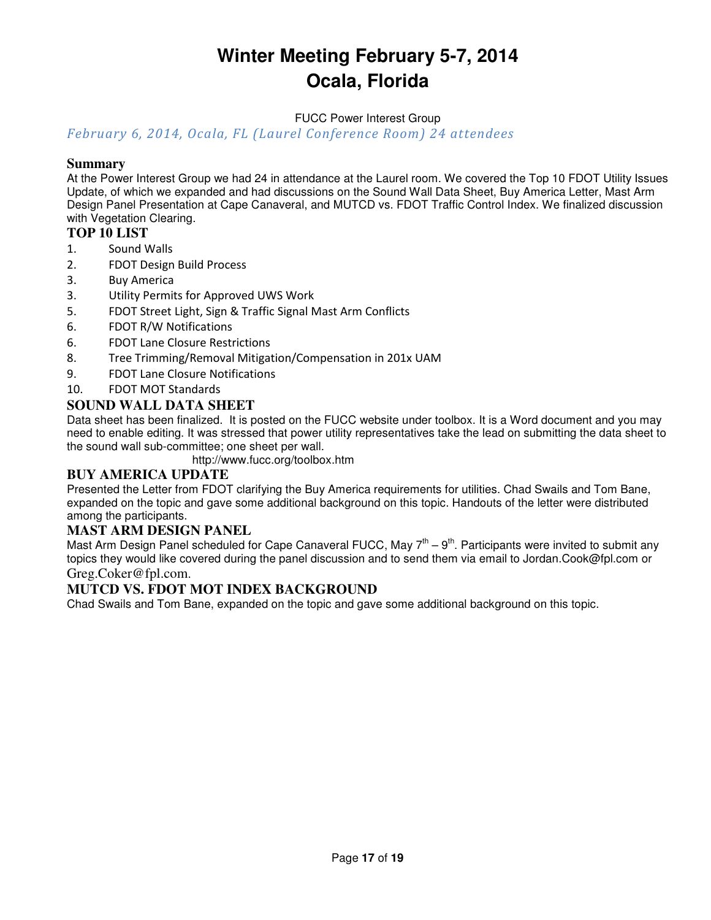# Winter Meeting February 5-7, 2014
# Ocala, Florida

FUCC Power Interest Group

*February 6, 2014, Ocala, FL (Laurel Conference Room) 24 attendees*

### Summary

At the Power Interest Group we had 24 in attendance at the Laurel room. We covered the Top 10 FDOT Utility Issues Update, of which we expanded and had discussions on the Sound Wall Data Sheet, Buy America Letter, Mast Arm Design Panel Presentation at Cape Canaveral, and MUTCD vs. FDOT Traffic Control Index. We finalized discussion with Vegetation Clearing.

### TOP 10 LIST

1. Sound Walls
2. FDOT Design Build Process
3. Buy America
3. Utility Permits for Approved UWS Work
5. FDOT Street Light, Sign & Traffic Signal Mast Arm Conflicts
6. FDOT R/W Notifications
6. FDOT Lane Closure Restrictions
8. Tree Trimming/Removal Mitigation/Compensation in 201x UAM
9. FDOT Lane Closure Notifications
10. FDOT MOT Standards

### SOUND WALL DATA SHEET

Data sheet has been finalized. It is posted on the FUCC website under toolbox. It is a Word document and you may need to enable editing. It was stressed that power utility representatives take the lead on submitting the data sheet to the sound wall sub-committee; one sheet per wall.

http://www.fucc.org/toolbox.htm

### BUY AMERICA UPDATE

Presented the Letter from FDOT clarifying the Buy America requirements for utilities. Chad Swails and Tom Bane, expanded on the topic and gave some additional background on this topic. Handouts of the letter were distributed among the participants.

### MAST ARM DESIGN PANEL

Mast Arm Design Panel scheduled for Cape Canaveral FUCC, May 7th – 9th. Participants were invited to submit any topics they would like covered during the panel discussion and to send them via email to Jordan.Cook@fpl.com or Greg.Coker@fpl.com.

### MUTCD VS. FDOT MOT INDEX BACKGROUND

Chad Swails and Tom Bane, expanded on the topic and gave some additional background on this topic.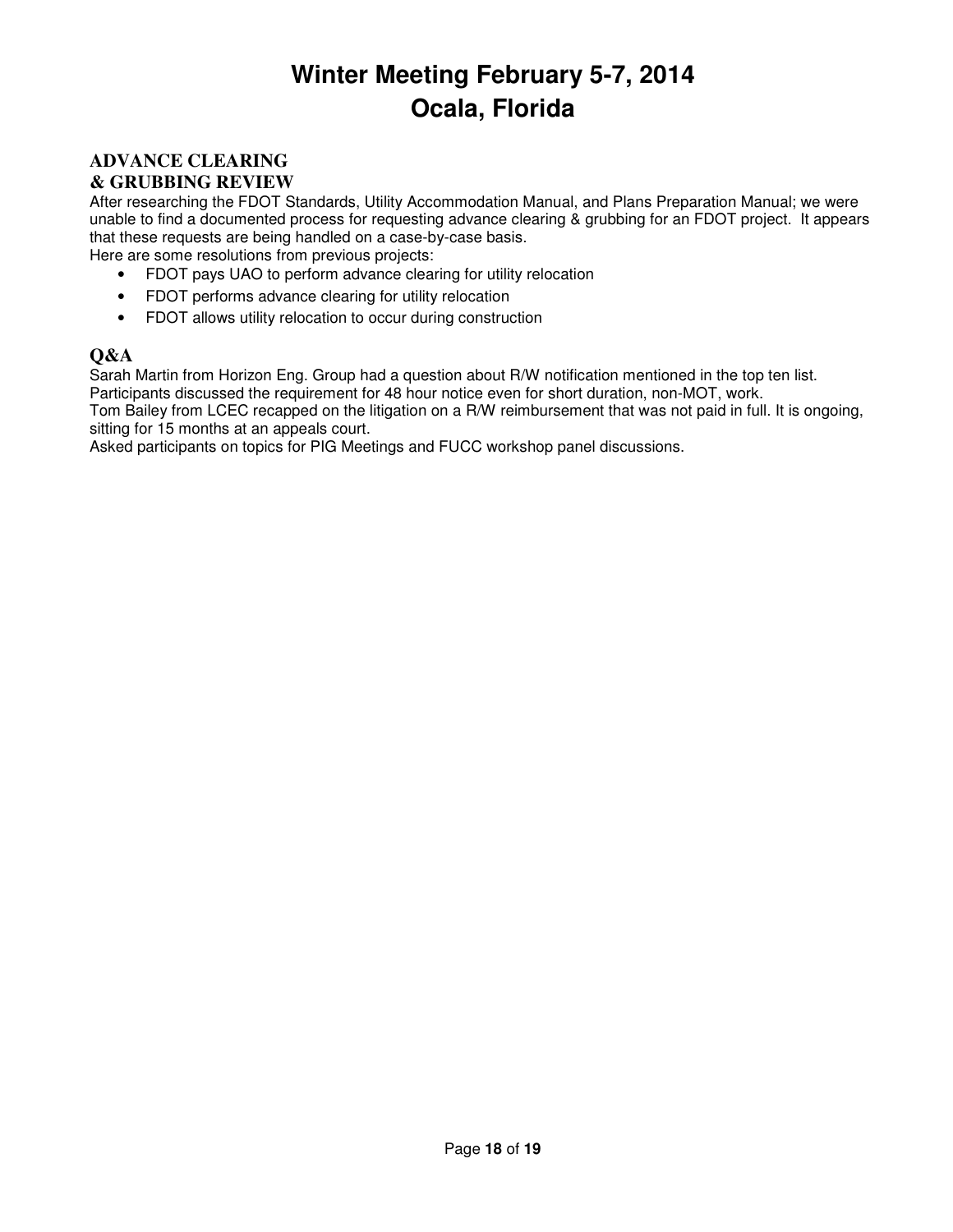# Winter Meeting February 5-7, 2014
# Ocala, Florida

## ADVANCE CLEARING & GRUBBING REVIEW

After researching the FDOT Standards, Utility Accommodation Manual, and Plans Preparation Manual; we were unable to find a documented process for requesting advance clearing & grubbing for an FDOT project. It appears that these requests are being handled on a case-by-case basis.

Here are some resolutions from previous projects:

- FDOT pays UAO to perform advance clearing for utility relocation
- FDOT performs advance clearing for utility relocation
- FDOT allows utility relocation to occur during construction

## Q&A

Sarah Martin from Horizon Eng. Group had a question about R/W notification mentioned in the top ten list.
Participants discussed the requirement for 48 hour notice even for short duration, non-MOT, work.
Tom Bailey from LCEC recapped on the litigation on a R/W reimbursement that was not paid in full. It is ongoing, sitting for 15 months at an appeals court.
Asked participants on topics for PIG Meetings and FUCC workshop panel discussions.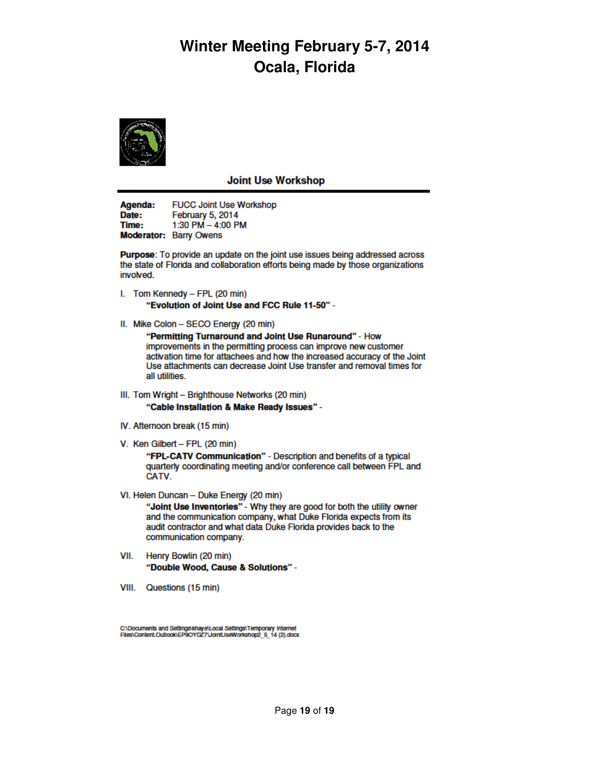# Winter Meeting February 5-7, 2014
# Ocala, Florida

## Joint Use Workshop

**Agenda:** FUCC Joint Use Workshop
**Date:** February 5, 2014
**Time:** 1:30 PM – 4:00 PM
**Moderator:** Barry Owens

**Purpose**: To provide an update on the joint use issues being addressed across the state of Florida and collaboration efforts being made by those organizations involved.

I. Tom Kennedy – FPL (20 min)
   **"Evolution of Joint Use and FCC Rule 11-50"** -

II. Mike Colon – SECO Energy (20 min)
   **"Permitting Turnaround and Joint Use Runaround"** - How improvements in the permitting process can improve new customer activation time for attachees and how the increased accuracy of the Joint Use attachments can decrease Joint Use transfer and removal times for all utilities.

III. Tom Wright – Brighthouse Networks (20 min)
   **"Cable Installation & Make Ready Issues"** -

IV. Afternoon break (15 min)

V. Ken Gilbert – FPL (20 min)
   **"FPL-CATV Communication"** - Description and benefits of a typical quarterly coordinating meeting and/or conference call between FPL and CATV.

VI. Helen Duncan – Duke Energy (20 min)
   **"Joint Use Inventories"** - Why they are good for both the utility owner and the communication company, what Duke Florida expects from its audit contractor and what data Duke Florida provides back to the communication company.

VII. Henry Bowlin (20 min)
   **"Double Wood, Cause & Solutions"** -

VIII. Questions (15 min)

C:\Documents and Settings\khaye\Local Settings\Temporary Internet Files\Content.Outlook\EP9OYDZ7\JointUseWorkshop2_5_14 (2).docx